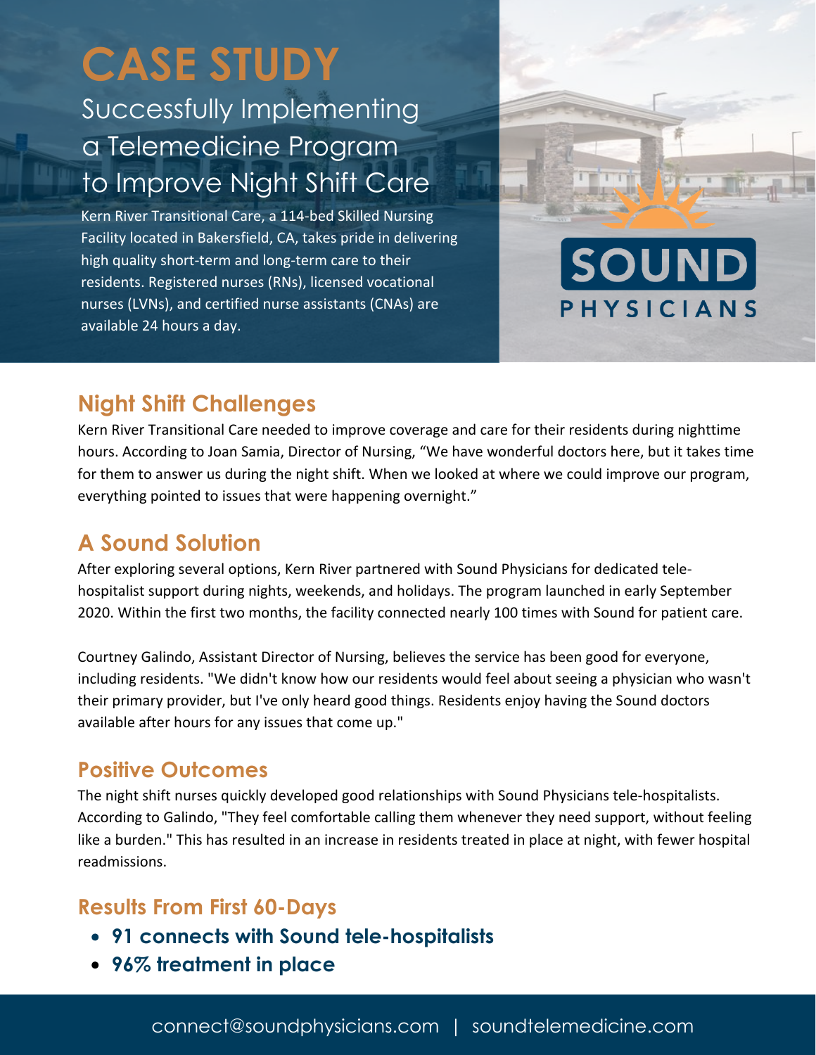# CASE STUDY

## Successfully Implementing a Telemedicine Program to Improve Night Shift Care

Kern River Transitional Care, a 114-bed Skilled Nursing Facility located in Bakersfield, CA, takes pride in delivering high quality short-term and long-term care to their residents. Registered nurses (RNs), licensed vocational nurses (LVNs), and certified nurse assistants (CNAs) are available 24 hours a day.

SOUND PHYSICIANS

## Night Shift Challenges

Kern River Transitional Care needed to improve coverage and care for their residents during nighttime hours. According to Joan Samia, Director of Nursing, "We have wonderful doctors here, but it takes time for them to answer us during the night shift. When we looked at where we could improve our program, everything pointed to issues that were happening overnight."

## A Sound Solution

After exploring several options, Kern River partnered with Sound Physicians for dedicated tele-hospitalist support during nights, weekends, and holidays. The program launched in early September 2020. Within the first two months, the facility connected nearly 100 times with Sound for patient care.

Courtney Galindo, Assistant Director of Nursing, believes the service has been good for everyone, including residents. "We didn't know how our residents would feel about seeing a physician who wasn't their primary provider, but I've only heard good things. Residents enjoy having the Sound doctors available after hours for any issues that come up."

## Positive Outcomes

The night shift nurses quickly developed good relationships with Sound Physicians tele-hospitalists. According to Galindo, "They feel comfortable calling them whenever they need support, without feeling like a burden." This has resulted in an increase in residents treated in place at night, with fewer hospital readmissions.

## Results From First 60-Days

- **91 connects with Sound tele-hospitalists**
- **96% treatment in place**

connect@soundphysicians.com | soundtelemedicine.com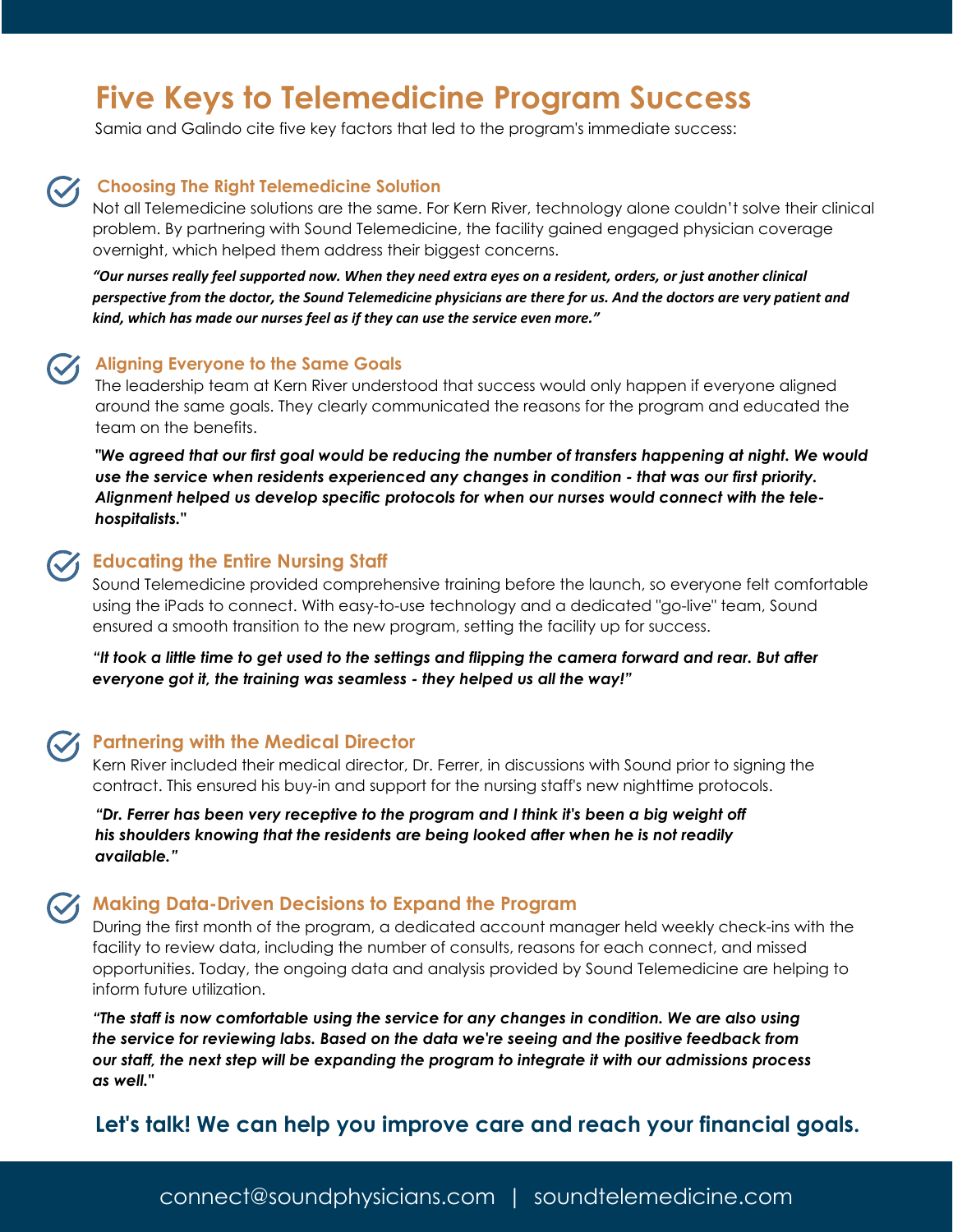# Five Keys to Telemedicine Program Success

Samia and Galindo cite five key factors that led to the program's immediate success:

### Choosing The Right Telemedicine Solution

Not all Telemedicine solutions are the same. For Kern River, technology alone couldn't solve their clinical problem. By partnering with Sound Telemedicine, the facility gained engaged physician coverage overnight, which helped them address their biggest concerns.

***"Our nurses really feel supported now. When they need extra eyes on a resident, orders, or just another clinical perspective from the doctor, the Sound Telemedicine physicians are there for us. And the doctors are very patient and kind, which has made our nurses feel as if they can use the service even more."***

### Aligning Everyone to the Same Goals

The leadership team at Kern River understood that success would only happen if everyone aligned around the same goals. They clearly communicated the reasons for the program and educated the team on the benefits.

***"We agreed that our first goal would be reducing the number of transfers happening at night. We would use the service when residents experienced any changes in condition - that was our first priority. Alignment helped us develop specific protocols for when our nurses would connect with the tele-hospitalists."***

### Educating the Entire Nursing Staff

Sound Telemedicine provided comprehensive training before the launch, so everyone felt comfortable using the iPads to connect. With easy-to-use technology and a dedicated "go-live" team, Sound ensured a smooth transition to the new program, setting the facility up for success.

***"It took a little time to get used to the settings and flipping the camera forward and rear. But after everyone got it, the training was seamless - they helped us all the way!"***

### Partnering with the Medical Director

Kern River included their medical director, Dr. Ferrer, in discussions with Sound prior to signing the contract. This ensured his buy-in and support for the nursing staff's new nighttime protocols.

***"Dr. Ferrer has been very receptive to the program and I think it's been a big weight off his shoulders knowing that the residents are being looked after when he is not readily available."***

### Making Data-Driven Decisions to Expand the Program

During the first month of the program, a dedicated account manager held weekly check-ins with the facility to review data, including the number of consults, reasons for each connect, and missed opportunities. Today, the ongoing data and analysis provided by Sound Telemedicine are helping to inform future utilization.

***"The staff is now comfortable using the service for any changes in condition. We are also using the service for reviewing labs. Based on the data we're seeing and the positive feedback from our staff, the next step will be expanding the program to integrate it with our admissions process as well."***

## Let's talk! We can help you improve care and reach your financial goals.

connect@soundphysicians.com | soundtelemedicine.com